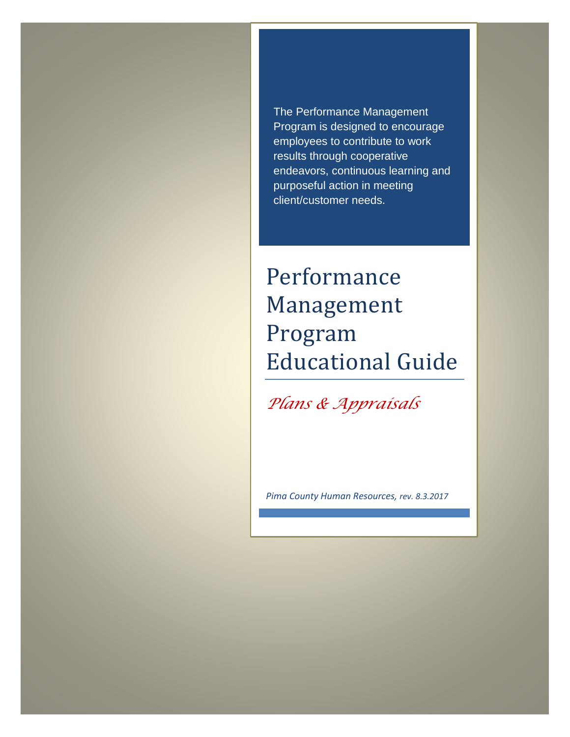The Performance Management Program is designed to encourage employees to contribute to work results through cooperative endeavors, continuous learning and purposeful action in meeting client/customer needs.

# Performance Management Program Educational Guide

*Plans & Appraisals*

*Pima County Human Resources, rev. 8.3.2017*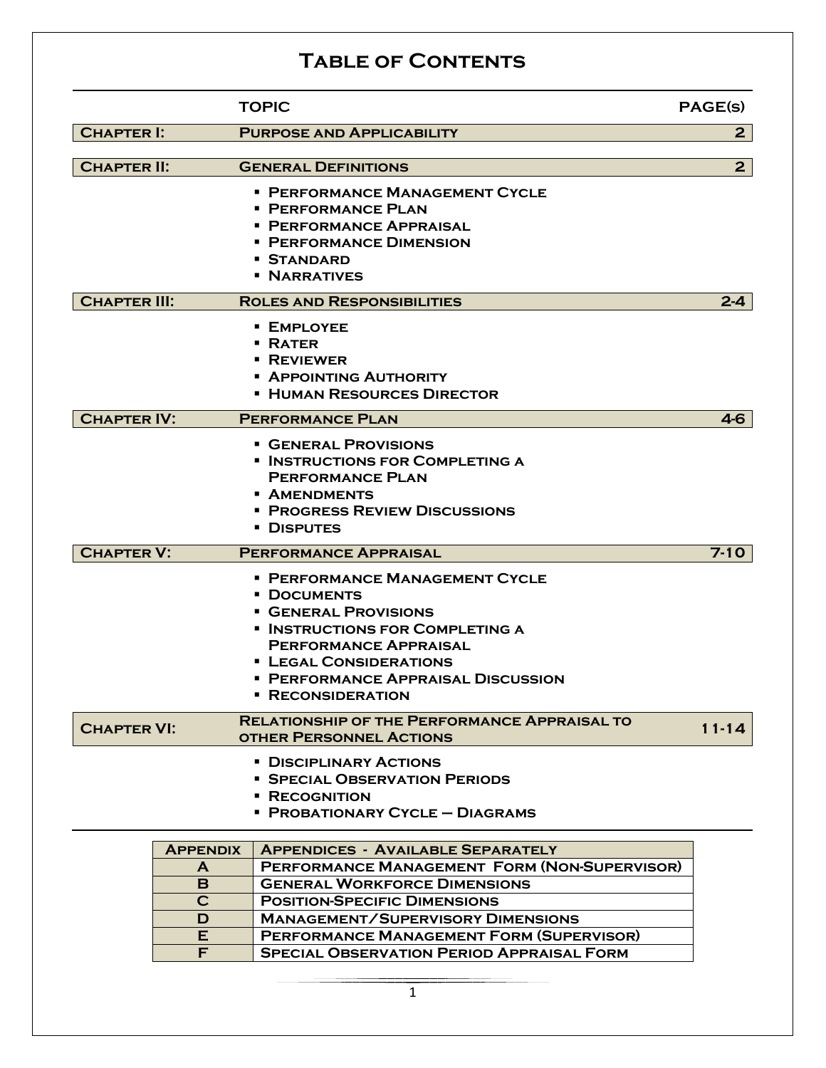# Table of Contents

| | TOPIC | PAGE(s) |
|---|---|---|
| **Chapter I:** | **Purpose and Applicability** | 2 |
| **Chapter II:** | **General Definitions** | 2 |
| | ▪ Performance Management Cycle<br>▪ Performance Plan<br>▪ Performance Appraisal<br>▪ Performance Dimension<br>▪ Standard<br>▪ Narratives | |
| **Chapter III:** | **Roles and Responsibilities** | 2-4 |
| | ▪ Employee<br>▪ Rater<br>▪ Reviewer<br>▪ Appointing Authority<br>▪ Human Resources Director | |
| **Chapter IV:** | **Performance Plan** | 4-6 |
| | ▪ General Provisions<br>▪ Instructions for Completing a Performance Plan<br>▪ Amendments<br>▪ Progress Review Discussions<br>▪ Disputes | |
| **Chapter V:** | **Performance Appraisal** | 7-10 |
| | ▪ Performance Management Cycle<br>▪ Documents<br>▪ General Provisions<br>▪ Instructions for Completing a Performance Appraisal<br>▪ Legal Considerations<br>▪ Performance Appraisal Discussion<br>▪ Reconsideration | |
| **Chapter VI:** | **Relationship of the Performance Appraisal to other Personnel Actions** | 11-14 |
| | ▪ Disciplinary Actions<br>▪ Special Observation Periods<br>▪ Recognition<br>▪ Probationary Cycle – Diagrams | |

| Appendix | Appendices - Available Separately |
|---|---|
| A | Performance Management Form (Non-Supervisor) |
| B | General Workforce Dimensions |
| C | Position-Specific Dimensions |
| D | Management/Supervisory Dimensions |
| E | Performance Management Form (Supervisor) |
| F | Special Observation Period Appraisal Form |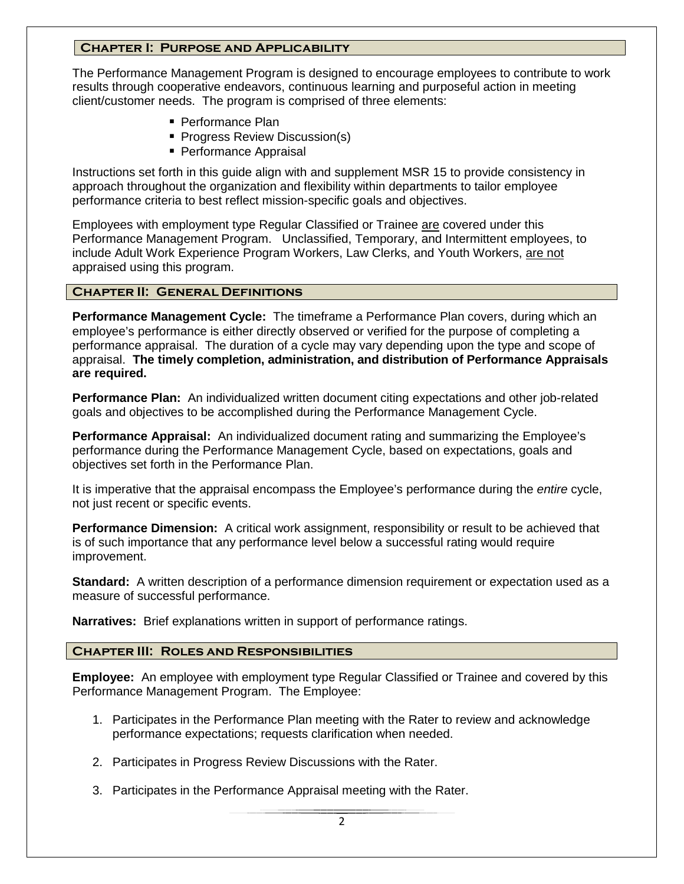## Chapter I: Purpose and Applicability

The Performance Management Program is designed to encourage employees to contribute to work results through cooperative endeavors, continuous learning and purposeful action in meeting client/customer needs. The program is comprised of three elements:

- Performance Plan
- Progress Review Discussion(s)
- Performance Appraisal

Instructions set forth in this guide align with and supplement MSR 15 to provide consistency in approach throughout the organization and flexibility within departments to tailor employee performance criteria to best reflect mission-specific goals and objectives.

Employees with employment type Regular Classified or Trainee <u>are</u> covered under this Performance Management Program. Unclassified, Temporary, and Intermittent employees, to include Adult Work Experience Program Workers, Law Clerks, and Youth Workers, <u>are not</u> appraised using this program.

## Chapter II: General Definitions

**Performance Management Cycle:** The timeframe a Performance Plan covers, during which an employee's performance is either directly observed or verified for the purpose of completing a performance appraisal. The duration of a cycle may vary depending upon the type and scope of appraisal. **The timely completion, administration, and distribution of Performance Appraisals are required.**

**Performance Plan:** An individualized written document citing expectations and other job-related goals and objectives to be accomplished during the Performance Management Cycle.

**Performance Appraisal:** An individualized document rating and summarizing the Employee's performance during the Performance Management Cycle, based on expectations, goals and objectives set forth in the Performance Plan.

It is imperative that the appraisal encompass the Employee's performance during the *entire* cycle, not just recent or specific events.

**Performance Dimension:** A critical work assignment, responsibility or result to be achieved that is of such importance that any performance level below a successful rating would require improvement.

**Standard:** A written description of a performance dimension requirement or expectation used as a measure of successful performance.

**Narratives:** Brief explanations written in support of performance ratings.

## Chapter III: Roles and Responsibilities

**Employee:** An employee with employment type Regular Classified or Trainee and covered by this Performance Management Program. The Employee:

1. Participates in the Performance Plan meeting with the Rater to review and acknowledge performance expectations; requests clarification when needed.

2. Participates in Progress Review Discussions with the Rater.

3. Participates in the Performance Appraisal meeting with the Rater.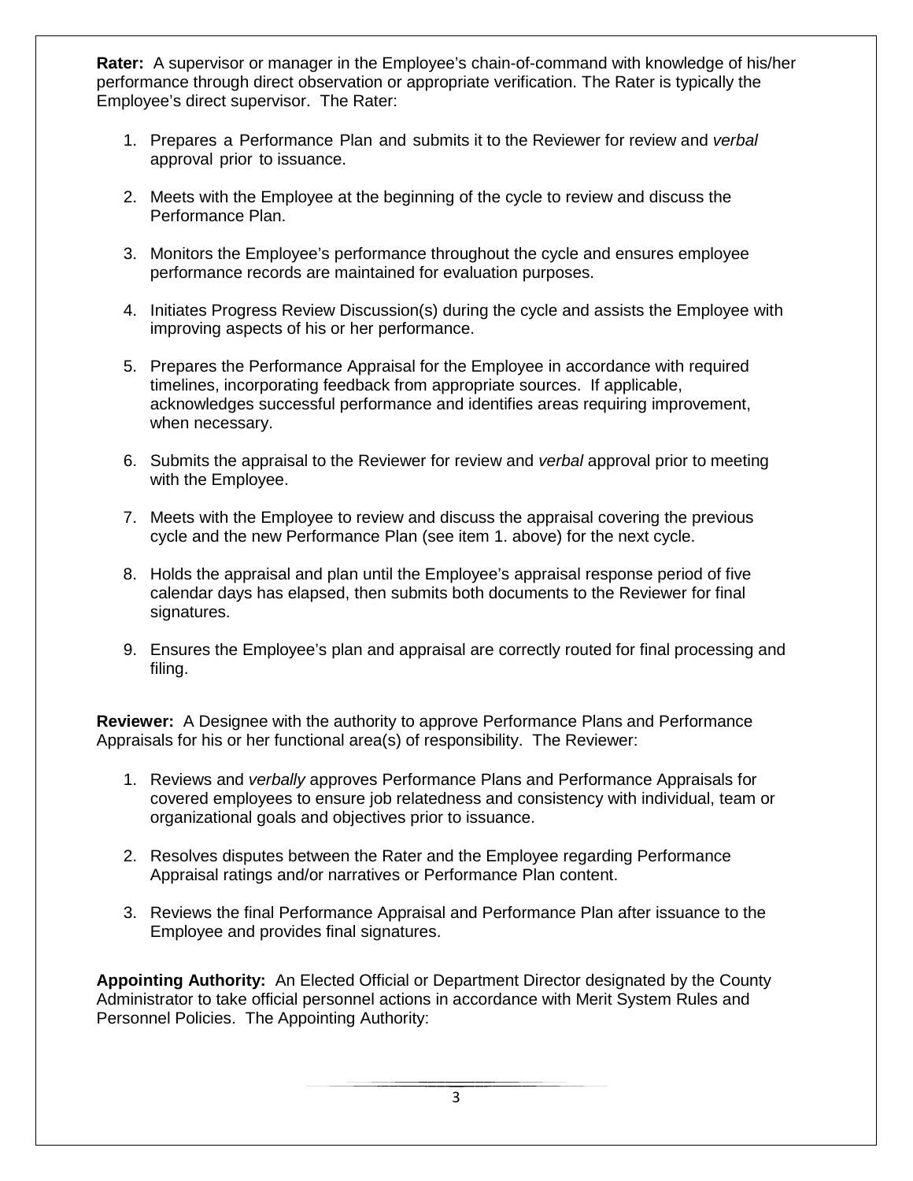**Rater:** A supervisor or manager in the Employee's chain-of-command with knowledge of his/her performance through direct observation or appropriate verification. The Rater is typically the Employee's direct supervisor. The Rater:

1. Prepares a Performance Plan and submits it to the Reviewer for review and *verbal* approval prior to issuance.

2. Meets with the Employee at the beginning of the cycle to review and discuss the Performance Plan.

3. Monitors the Employee's performance throughout the cycle and ensures employee performance records are maintained for evaluation purposes.

4. Initiates Progress Review Discussion(s) during the cycle and assists the Employee with improving aspects of his or her performance.

5. Prepares the Performance Appraisal for the Employee in accordance with required timelines, incorporating feedback from appropriate sources. If applicable, acknowledges successful performance and identifies areas requiring improvement, when necessary.

6. Submits the appraisal to the Reviewer for review and *verbal* approval prior to meeting with the Employee.

7. Meets with the Employee to review and discuss the appraisal covering the previous cycle and the new Performance Plan (see item 1. above) for the next cycle.

8. Holds the appraisal and plan until the Employee's appraisal response period of five calendar days has elapsed, then submits both documents to the Reviewer for final signatures.

9. Ensures the Employee's plan and appraisal are correctly routed for final processing and filing.

**Reviewer:** A Designee with the authority to approve Performance Plans and Performance Appraisals for his or her functional area(s) of responsibility. The Reviewer:

1. Reviews and *verbally* approves Performance Plans and Performance Appraisals for covered employees to ensure job relatedness and consistency with individual, team or organizational goals and objectives prior to issuance.

2. Resolves disputes between the Rater and the Employee regarding Performance Appraisal ratings and/or narratives or Performance Plan content.

3. Reviews the final Performance Appraisal and Performance Plan after issuance to the Employee and provides final signatures.

**Appointing Authority:** An Elected Official or Department Director designated by the County Administrator to take official personnel actions in accordance with Merit System Rules and Personnel Policies. The Appointing Authority: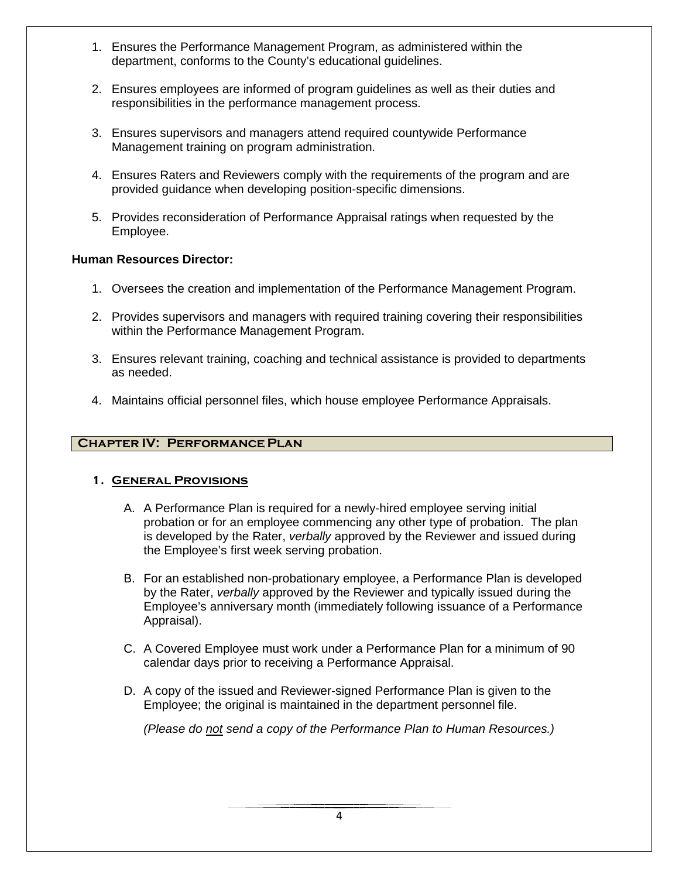1. Ensures the Performance Management Program, as administered within the department, conforms to the County's educational guidelines.

2. Ensures employees are informed of program guidelines as well as their duties and responsibilities in the performance management process.

3. Ensures supervisors and managers attend required countywide Performance Management training on program administration.

4. Ensures Raters and Reviewers comply with the requirements of the program and are provided guidance when developing position-specific dimensions.

5. Provides reconsideration of Performance Appraisal ratings when requested by the Employee.

**Human Resources Director:**

1. Oversees the creation and implementation of the Performance Management Program.

2. Provides supervisors and managers with required training covering their responsibilities within the Performance Management Program.

3. Ensures relevant training, coaching and technical assistance is provided to departments as needed.

4. Maintains official personnel files, which house employee Performance Appraisals.

## Chapter IV: Performance Plan

### 1. General Provisions

A. A Performance Plan is required for a newly-hired employee serving initial probation or for an employee commencing any other type of probation. The plan is developed by the Rater, *verbally* approved by the Reviewer and issued during the Employee's first week serving probation.

B. For an established non-probationary employee, a Performance Plan is developed by the Rater, *verbally* approved by the Reviewer and typically issued during the Employee's anniversary month (immediately following issuance of a Performance Appraisal).

C. A Covered Employee must work under a Performance Plan for a minimum of 90 calendar days prior to receiving a Performance Appraisal.

D. A copy of the issued and Reviewer-signed Performance Plan is given to the Employee; the original is maintained in the department personnel file.

*(Please do not send a copy of the Performance Plan to Human Resources.)*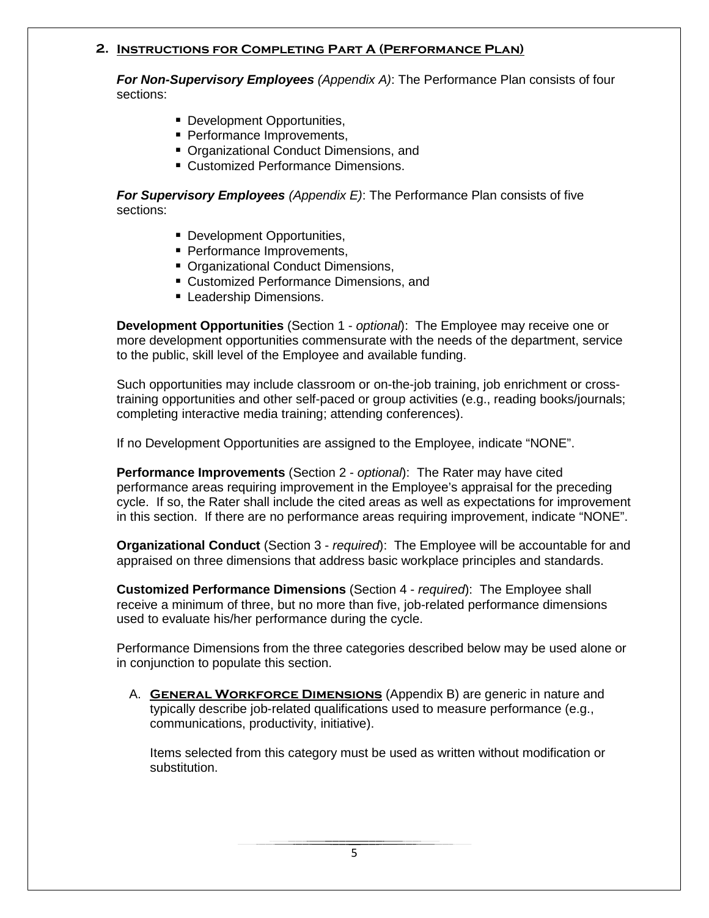## 2. Instructions for Completing Part A (Performance Plan)

***For Non-Supervisory Employees*** *(Appendix A)*: The Performance Plan consists of four sections:

- Development Opportunities,
- Performance Improvements,
- Organizational Conduct Dimensions, and
- Customized Performance Dimensions.

***For Supervisory Employees*** *(Appendix E)*: The Performance Plan consists of five sections:

- Development Opportunities,
- Performance Improvements,
- Organizational Conduct Dimensions,
- Customized Performance Dimensions, and
- Leadership Dimensions.

**Development Opportunities** (Section 1 - *optional*): The Employee may receive one or more development opportunities commensurate with the needs of the department, service to the public, skill level of the Employee and available funding.

Such opportunities may include classroom or on-the-job training, job enrichment or cross-training opportunities and other self-paced or group activities (e.g., reading books/journals; completing interactive media training; attending conferences).

If no Development Opportunities are assigned to the Employee, indicate "NONE".

**Performance Improvements** (Section 2 - *optional*): The Rater may have cited performance areas requiring improvement in the Employee's appraisal for the preceding cycle. If so, the Rater shall include the cited areas as well as expectations for improvement in this section. If there are no performance areas requiring improvement, indicate "NONE".

**Organizational Conduct** (Section 3 - *required*): The Employee will be accountable for and appraised on three dimensions that address basic workplace principles and standards.

**Customized Performance Dimensions** (Section 4 - *required*): The Employee shall receive a minimum of three, but no more than five, job-related performance dimensions used to evaluate his/her performance during the cycle.

Performance Dimensions from the three categories described below may be used alone or in conjunction to populate this section.

A. **General Workforce Dimensions** (Appendix B) are generic in nature and typically describe job-related qualifications used to measure performance (e.g., communications, productivity, initiative).

   Items selected from this category must be used as written without modification or substitution.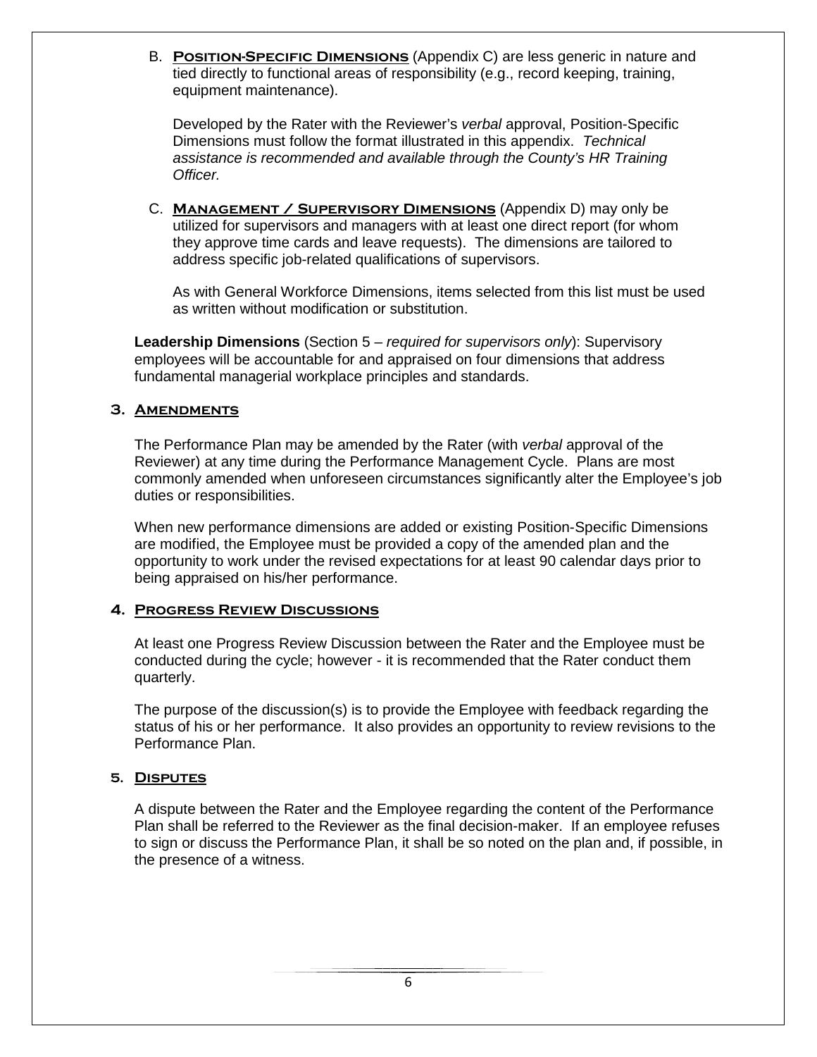B. **<u>Position-Specific Dimensions</u>** (Appendix C) are less generic in nature and tied directly to functional areas of responsibility (e.g., record keeping, training, equipment maintenance).

   Developed by the Rater with the Reviewer's *verbal* approval, Position-Specific Dimensions must follow the format illustrated in this appendix. *Technical assistance is recommended and available through the County's HR Training Officer.*

C. **<u>Management / Supervisory Dimensions</u>** (Appendix D) may only be utilized for supervisors and managers with at least one direct report (for whom they approve time cards and leave requests). The dimensions are tailored to address specific job-related qualifications of supervisors.

   As with General Workforce Dimensions, items selected from this list must be used as written without modification or substitution.

**Leadership Dimensions** (Section 5 – *required for supervisors only*): Supervisory employees will be accountable for and appraised on four dimensions that address fundamental managerial workplace principles and standards.

## 3. Amendments

The Performance Plan may be amended by the Rater (with *verbal* approval of the Reviewer) at any time during the Performance Management Cycle. Plans are most commonly amended when unforeseen circumstances significantly alter the Employee's job duties or responsibilities.

When new performance dimensions are added or existing Position-Specific Dimensions are modified, the Employee must be provided a copy of the amended plan and the opportunity to work under the revised expectations for at least 90 calendar days prior to being appraised on his/her performance.

## 4. Progress Review Discussions

At least one Progress Review Discussion between the Rater and the Employee must be conducted during the cycle; however - it is recommended that the Rater conduct them quarterly.

The purpose of the discussion(s) is to provide the Employee with feedback regarding the status of his or her performance. It also provides an opportunity to review revisions to the Performance Plan.

## 5. Disputes

A dispute between the Rater and the Employee regarding the content of the Performance Plan shall be referred to the Reviewer as the final decision-maker. If an employee refuses to sign or discuss the Performance Plan, it shall be so noted on the plan and, if possible, in the presence of a witness.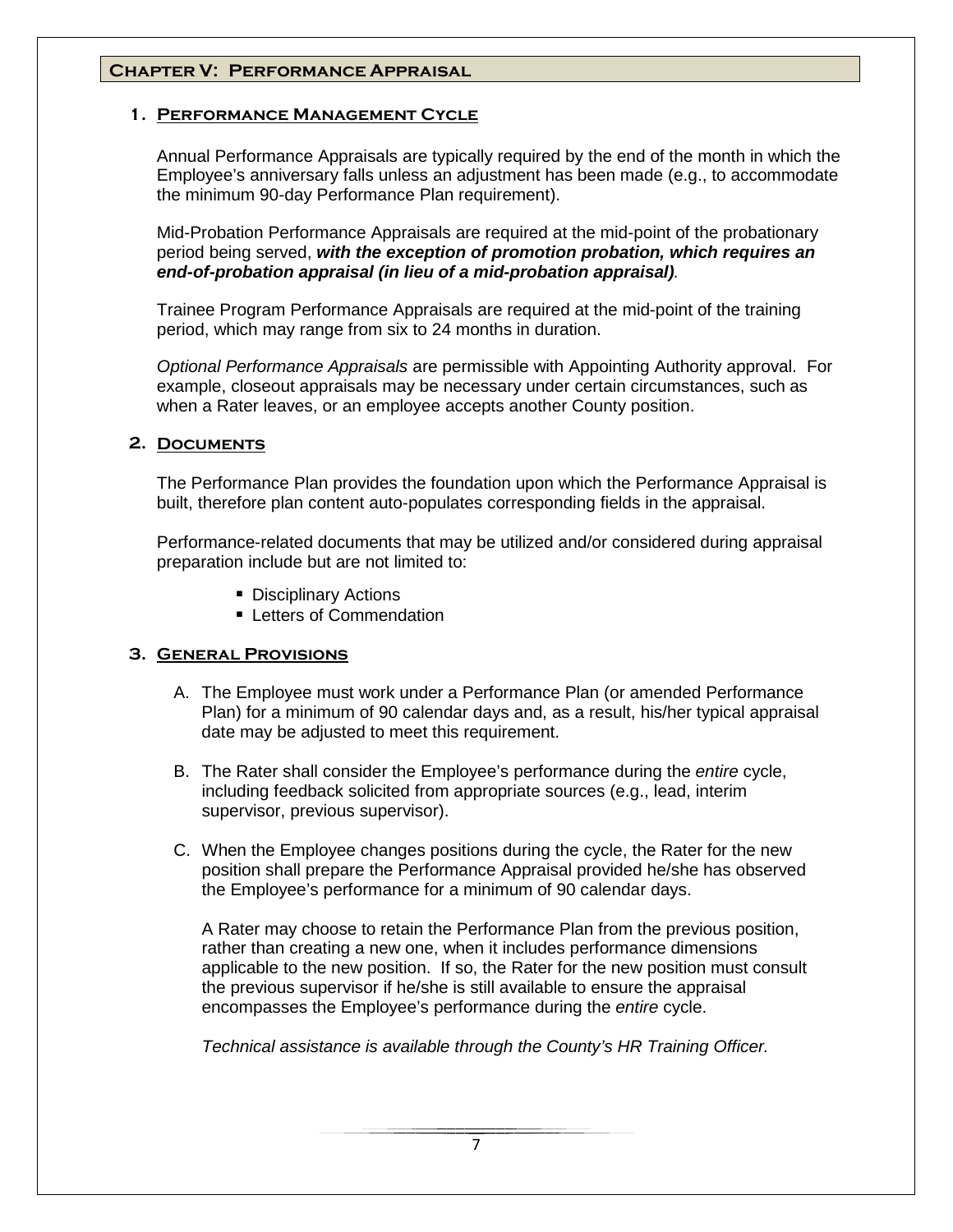## Chapter V: Performance Appraisal

### 1. Performance Management Cycle

Annual Performance Appraisals are typically required by the end of the month in which the Employee's anniversary falls unless an adjustment has been made (e.g., to accommodate the minimum 90-day Performance Plan requirement).

Mid-Probation Performance Appraisals are required at the mid-point of the probationary period being served, ***with the exception of promotion probation, which requires an end-of-probation appraisal (in lieu of a mid-probation appraisal)***.

Trainee Program Performance Appraisals are required at the mid-point of the training period, which may range from six to 24 months in duration.

*Optional Performance Appraisals* are permissible with Appointing Authority approval. For example, closeout appraisals may be necessary under certain circumstances, such as when a Rater leaves, or an employee accepts another County position.

### 2. Documents

The Performance Plan provides the foundation upon which the Performance Appraisal is built, therefore plan content auto-populates corresponding fields in the appraisal.

Performance-related documents that may be utilized and/or considered during appraisal preparation include but are not limited to:

- Disciplinary Actions
- Letters of Commendation

### 3. General Provisions

A. The Employee must work under a Performance Plan (or amended Performance Plan) for a minimum of 90 calendar days and, as a result, his/her typical appraisal date may be adjusted to meet this requirement.

B. The Rater shall consider the Employee's performance during the *entire* cycle, including feedback solicited from appropriate sources (e.g., lead, interim supervisor, previous supervisor).

C. When the Employee changes positions during the cycle, the Rater for the new position shall prepare the Performance Appraisal provided he/she has observed the Employee's performance for a minimum of 90 calendar days.

A Rater may choose to retain the Performance Plan from the previous position, rather than creating a new one, when it includes performance dimensions applicable to the new position. If so, the Rater for the new position must consult the previous supervisor if he/she is still available to ensure the appraisal encompasses the Employee's performance during the *entire* cycle.

*Technical assistance is available through the County's HR Training Officer.*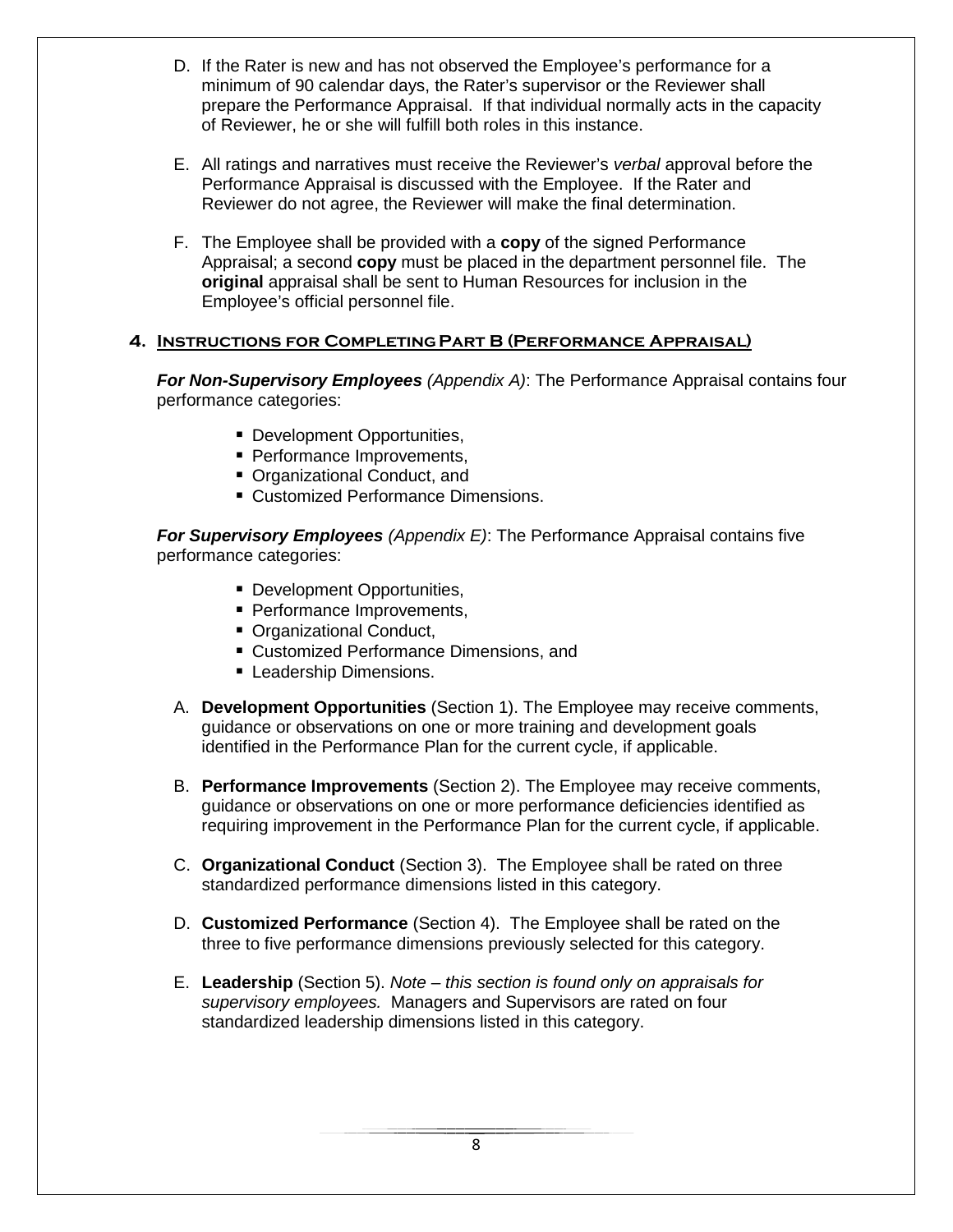D. If the Rater is new and has not observed the Employee's performance for a minimum of 90 calendar days, the Rater's supervisor or the Reviewer shall prepare the Performance Appraisal. If that individual normally acts in the capacity of Reviewer, he or she will fulfill both roles in this instance.

E. All ratings and narratives must receive the Reviewer's *verbal* approval before the Performance Appraisal is discussed with the Employee. If the Rater and Reviewer do not agree, the Reviewer will make the final determination.

F. The Employee shall be provided with a **copy** of the signed Performance Appraisal; a second **copy** must be placed in the department personnel file. The **original** appraisal shall be sent to Human Resources for inclusion in the Employee's official personnel file.

## 4. Instructions for Completing Part B (Performance Appraisal)

***For Non-Supervisory Employees*** *(Appendix A)*: The Performance Appraisal contains four performance categories:

- Development Opportunities,
- Performance Improvements,
- Organizational Conduct, and
- Customized Performance Dimensions.

***For Supervisory Employees*** *(Appendix E)*: The Performance Appraisal contains five performance categories:

- Development Opportunities,
- Performance Improvements,
- Organizational Conduct,
- Customized Performance Dimensions, and
- Leadership Dimensions.

A. **Development Opportunities** (Section 1). The Employee may receive comments, guidance or observations on one or more training and development goals identified in the Performance Plan for the current cycle, if applicable.

B. **Performance Improvements** (Section 2). The Employee may receive comments, guidance or observations on one or more performance deficiencies identified as requiring improvement in the Performance Plan for the current cycle, if applicable.

C. **Organizational Conduct** (Section 3). The Employee shall be rated on three standardized performance dimensions listed in this category.

D. **Customized Performance** (Section 4). The Employee shall be rated on the three to five performance dimensions previously selected for this category.

E. **Leadership** (Section 5). *Note – this section is found only on appraisals for supervisory employees.* Managers and Supervisors are rated on four standardized leadership dimensions listed in this category.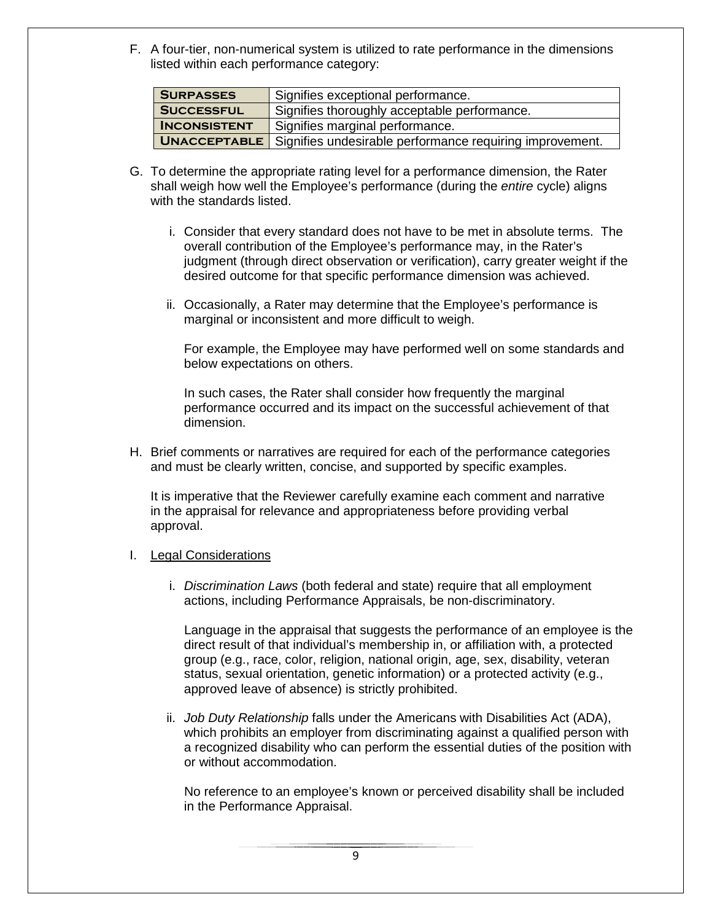F. A four-tier, non-numerical system is utilized to rate performance in the dimensions listed within each performance category:

| | |
|---|---|
| **Surpasses** | Signifies exceptional performance. |
| **Successful** | Signifies thoroughly acceptable performance. |
| **Inconsistent** | Signifies marginal performance. |
| **Unacceptable** | Signifies undesirable performance requiring improvement. |

G. To determine the appropriate rating level for a performance dimension, the Rater shall weigh how well the Employee's performance (during the *entire* cycle) aligns with the standards listed.

   i. Consider that every standard does not have to be met in absolute terms. The overall contribution of the Employee's performance may, in the Rater's judgment (through direct observation or verification), carry greater weight if the desired outcome for that specific performance dimension was achieved.

   ii. Occasionally, a Rater may determine that the Employee's performance is marginal or inconsistent and more difficult to weigh.

   For example, the Employee may have performed well on some standards and below expectations on others.

   In such cases, the Rater shall consider how frequently the marginal performance occurred and its impact on the successful achievement of that dimension.

H. Brief comments or narratives are required for each of the performance categories and must be clearly written, concise, and supported by specific examples.

It is imperative that the Reviewer carefully examine each comment and narrative in the appraisal for relevance and appropriateness before providing verbal approval.

I. Legal Considerations

   i. *Discrimination Laws* (both federal and state) require that all employment actions, including Performance Appraisals, be non-discriminatory.

   Language in the appraisal that suggests the performance of an employee is the direct result of that individual's membership in, or affiliation with, a protected group (e.g., race, color, religion, national origin, age, sex, disability, veteran status, sexual orientation, genetic information) or a protected activity (e.g., approved leave of absence) is strictly prohibited.

   ii. *Job Duty Relationship* falls under the Americans with Disabilities Act (ADA), which prohibits an employer from discriminating against a qualified person with a recognized disability who can perform the essential duties of the position with or without accommodation.

   No reference to an employee's known or perceived disability shall be included in the Performance Appraisal.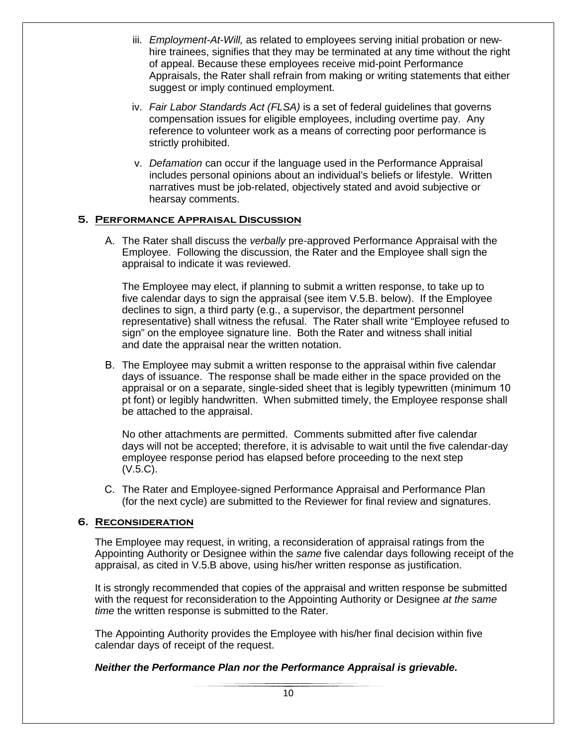iii. *Employment-At-Will,* as related to employees serving initial probation or new-hire trainees, signifies that they may be terminated at any time without the right of appeal. Because these employees receive mid-point Performance Appraisals, the Rater shall refrain from making or writing statements that either suggest or imply continued employment.

iv. *Fair Labor Standards Act (FLSA)* is a set of federal guidelines that governs compensation issues for eligible employees, including overtime pay. Any reference to volunteer work as a means of correcting poor performance is strictly prohibited.

v. *Defamation* can occur if the language used in the Performance Appraisal includes personal opinions about an individual's beliefs or lifestyle. Written narratives must be job-related, objectively stated and avoid subjective or hearsay comments.

## 5. Performance Appraisal Discussion

A. The Rater shall discuss the *verbally* pre-approved Performance Appraisal with the Employee. Following the discussion, the Rater and the Employee shall sign the appraisal to indicate it was reviewed.

The Employee may elect, if planning to submit a written response, to take up to five calendar days to sign the appraisal (see item V.5.B. below). If the Employee declines to sign, a third party (e.g., a supervisor, the department personnel representative) shall witness the refusal. The Rater shall write "Employee refused to sign" on the employee signature line. Both the Rater and witness shall initial and date the appraisal near the written notation.

B. The Employee may submit a written response to the appraisal within five calendar days of issuance. The response shall be made either in the space provided on the appraisal or on a separate, single-sided sheet that is legibly typewritten (minimum 10 pt font) or legibly handwritten. When submitted timely, the Employee response shall be attached to the appraisal.

No other attachments are permitted. Comments submitted after five calendar days will not be accepted; therefore, it is advisable to wait until the five calendar-day employee response period has elapsed before proceeding to the next step (V.5.C).

C. The Rater and Employee-signed Performance Appraisal and Performance Plan (for the next cycle) are submitted to the Reviewer for final review and signatures.

## 6. Reconsideration

The Employee may request, in writing, a reconsideration of appraisal ratings from the Appointing Authority or Designee within the *same* five calendar days following receipt of the appraisal, as cited in V.5.B above, using his/her written response as justification.

It is strongly recommended that copies of the appraisal and written response be submitted with the request for reconsideration to the Appointing Authority or Designee *at the same time* the written response is submitted to the Rater.

The Appointing Authority provides the Employee with his/her final decision within five calendar days of receipt of the request.

***Neither the Performance Plan nor the Performance Appraisal is grievable.***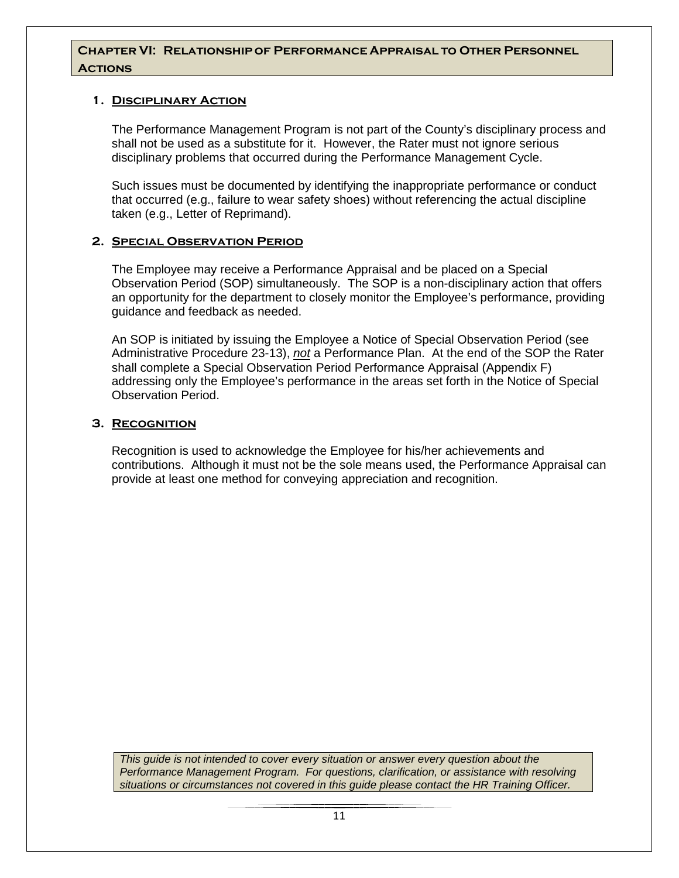## Chapter VI: Relationship of Performance Appraisal to Other Personnel Actions

### 1. Disciplinary Action

The Performance Management Program is not part of the County's disciplinary process and shall not be used as a substitute for it. However, the Rater must not ignore serious disciplinary problems that occurred during the Performance Management Cycle.

Such issues must be documented by identifying the inappropriate performance or conduct that occurred (e.g., failure to wear safety shoes) without referencing the actual discipline taken (e.g., Letter of Reprimand).

### 2. Special Observation Period

The Employee may receive a Performance Appraisal and be placed on a Special Observation Period (SOP) simultaneously. The SOP is a non-disciplinary action that offers an opportunity for the department to closely monitor the Employee's performance, providing guidance and feedback as needed.

An SOP is initiated by issuing the Employee a Notice of Special Observation Period (see Administrative Procedure 23-13), ***not*** a Performance Plan. At the end of the SOP the Rater shall complete a Special Observation Period Performance Appraisal (Appendix F) addressing only the Employee's performance in the areas set forth in the Notice of Special Observation Period.

### 3. Recognition

Recognition is used to acknowledge the Employee for his/her achievements and contributions. Although it must not be the sole means used, the Performance Appraisal can provide at least one method for conveying appreciation and recognition.

*This guide is not intended to cover every situation or answer every question about the Performance Management Program. For questions, clarification, or assistance with resolving situations or circumstances not covered in this guide please contact the HR Training Officer.*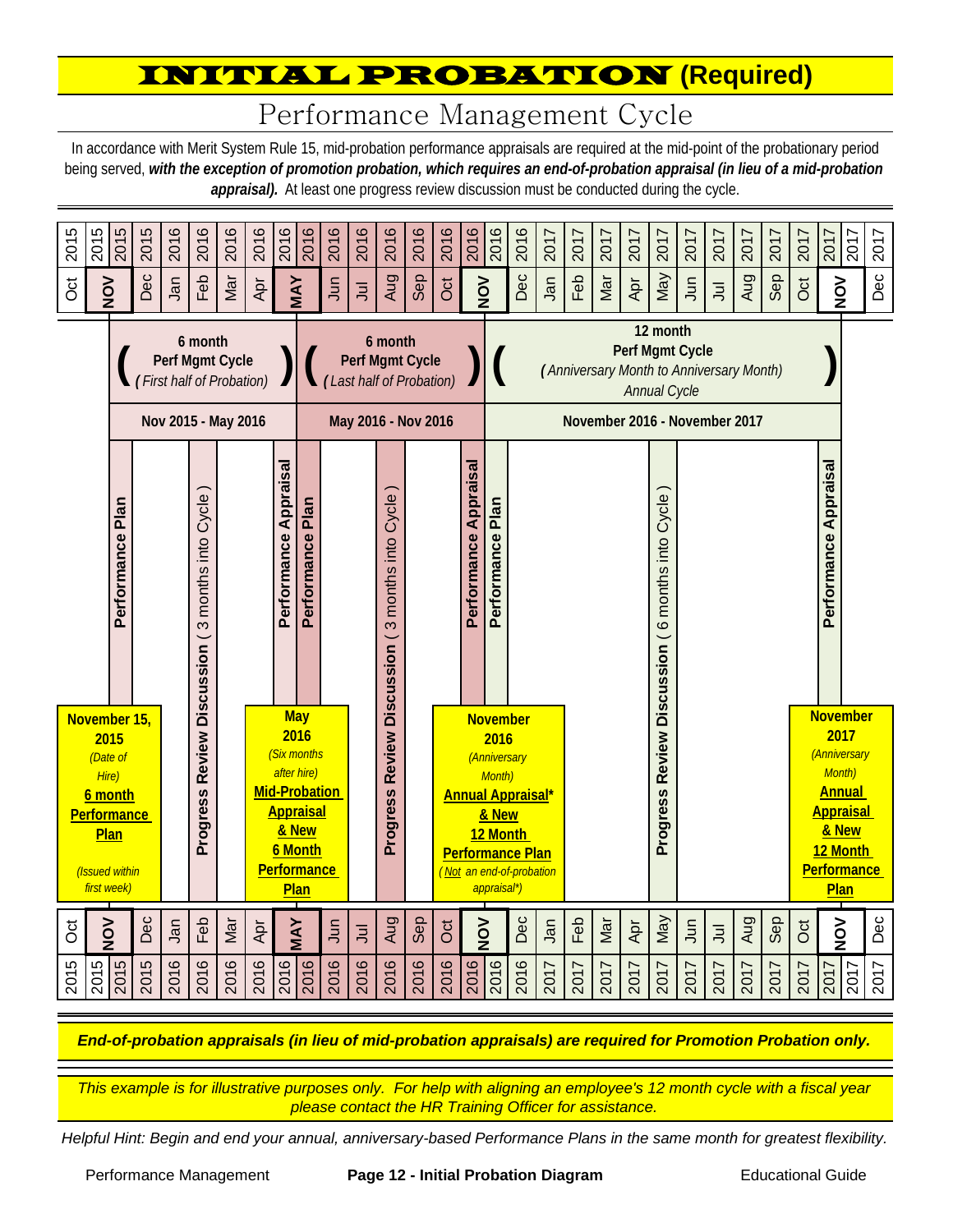# INITIAL PROBATION (Required)

## Performance Management Cycle

In accordance with Merit System Rule 15, mid-probation performance appraisals are required at the mid-point of the probationary period being served, ***with the exception of promotion probation, which requires an end-of-probation appraisal (in lieu of a mid-probation appraisal).*** At least one progress review discussion must be conducted during the cycle.

| Oct 2015 | NOV 2015 | Dec 2015 | Jan 2016 | Feb 2016 | Mar 2016 | Apr 2016 | MAY 2016 | Jun 2016 | Jul 2016 | Aug 2016 | Sep 2016 | Oct 2016 | NOV 2016 | Dec 2016 | Jan 2017 | Feb 2017 | Mar 2017 | Apr 2017 | May 2017 | Jun 2017 | Jul 2017 | Aug 2017 | Sep 2017 | Oct 2017 | NOV 2017 | Dec 2017 |
|---|---|---|---|---|---|---|---|---|---|---|---|---|---|---|---|---|---|---|---|---|---|---|---|---|---|---|

**( 6 month Perf Mgmt Cycle *(First half of Probation)* )** — **Nov 2015 - May 2016**

**( 6 month Perf Mgmt Cycle *(Last half of Probation)* )** — **May 2016 - Nov 2016**

**( 12 month Perf Mgmt Cycle *(Anniversary Month to Anniversary Month)* *Annual Cycle* )** — **November 2016 - November 2017**

- **Nov 2015:** **Performance Plan** — **November 15, 2015** *(Date of Hire)* **6 month Performance Plan** *(Issued within first week)*
- **Feb 2016:** **Progress Review Discussion** ( 3 months into Cycle )
- **May 2016:** **Performance Appraisal** / **Performance Plan** — **May 2016** *(Six months after hire)* **Mid-Probation Appraisal & New 6 Month Performance Plan**
- **Aug 2016:** **Progress Review Discussion** ( 3 months into Cycle )
- **Nov 2016:** **Performance Appraisal** / **Performance Plan** — **November 2016** *(Anniversary Month)* **Annual Appraisal* & New 12 Month Performance Plan** *(Not an end-of-probation appraisal*)*
- **May 2017:** **Progress Review Discussion** ( 6 months into Cycle )
- **Nov 2017:** **Performance Appraisal** — **November 2017** *(Anniversary Month)* **Annual Appraisal & New 12 Month Performance Plan**

***End-of-probation appraisals (in lieu of mid-probation appraisals) are required for Promotion Probation only.***

*This example is for illustrative purposes only. For help with aligning an employee's 12 month cycle with a fiscal year please contact the HR Training Officer for assistance.*

*Helpful Hint: Begin and end your annual, anniversary-based Performance Plans in the same month for greatest flexibility.*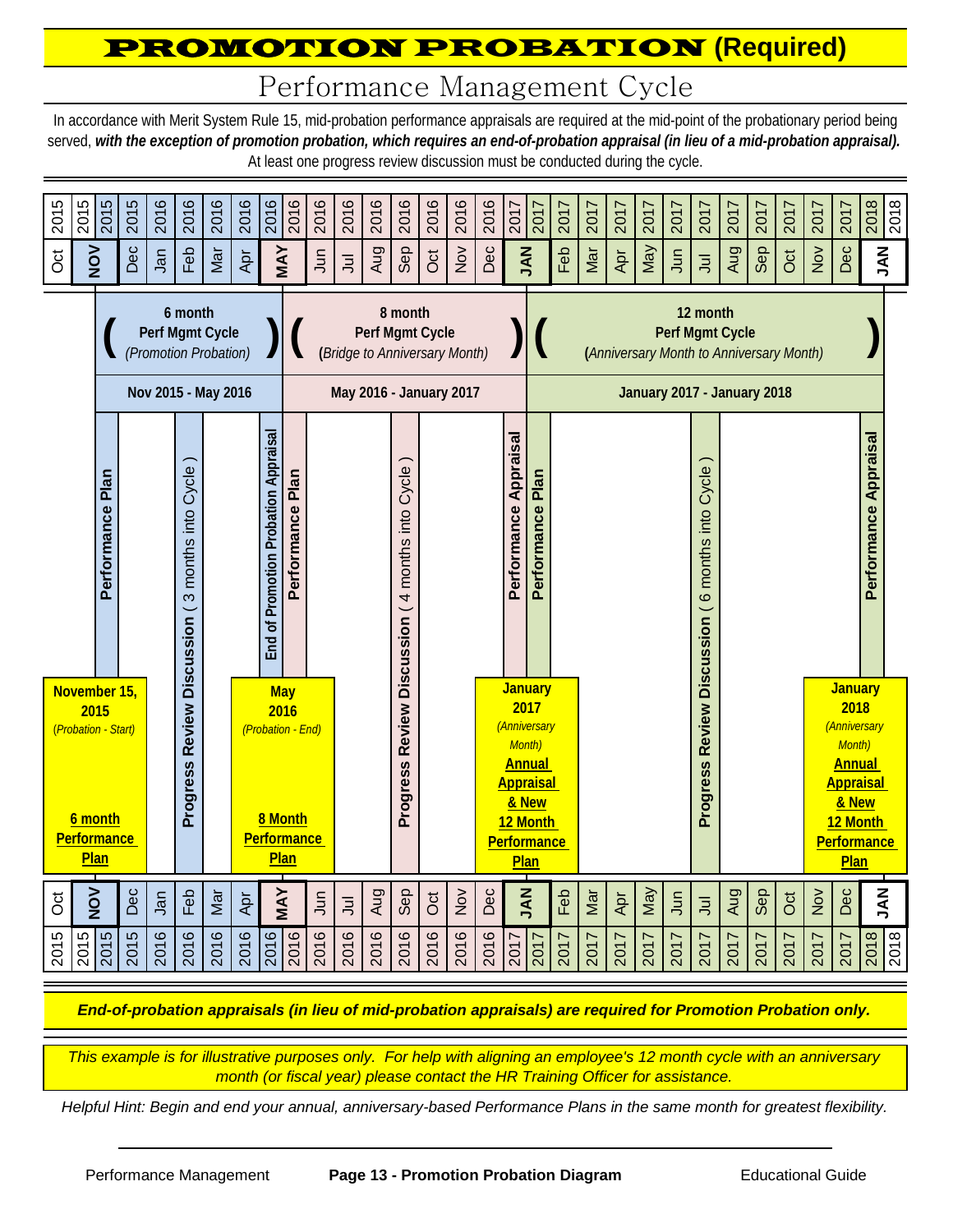# PROMOTION PROBATION (Required)

## Performance Management Cycle

In accordance with Merit System Rule 15, mid-probation performance appraisals are required at the mid-point of the probationary period being served, ***with the exception of promotion probation, which requires an end-of-probation appraisal (in lieu of a mid-probation appraisal).*** At least one progress review discussion must be conducted during the cycle.

| 6 month Perf Mgmt Cycle *(Promotion Probation)* | 8 month Perf Mgmt Cycle *(Bridge to Anniversary Month)* | 12 month Perf Mgmt Cycle *(Anniversary Month to Anniversary Month)* |
|---|---|---|
| **Nov 2015 - May 2016** | **May 2016 - January 2017** | **January 2017 - January 2018** |

| Year | Month | Event |
|---|---|---|
| 2015 | NOV | **Performance Plan** — **November 15, 2015** *(Probation - Start)* — **6 month Performance Plan** |
| 2016 | Feb | **Progress Review Discussion** ( 3 months into Cycle ) |
| 2016 | MAY | **End of Promotion Probation Appraisal** / **Performance Plan** — **May 2016** *(Probation - End)* — **8 Month Performance Plan** |
| 2016 | Sep | **Progress Review Discussion** ( 4 months into Cycle ) |
| 2017 | JAN | **Performance Appraisal** / **Performance Plan** — **January 2017** *(Anniversary Month)* — **Annual Appraisal & New 12 Month Performance Plan** |
| 2017 | Jul | **Progress Review Discussion** ( 6 months into Cycle ) |
| 2018 | JAN | **Performance Appraisal** — **January 2018** *(Anniversary Month)* — **Annual Appraisal & New 12 Month Performance Plan** |

***End-of-probation appraisals (in lieu of mid-probation appraisals) are required for Promotion Probation only.***

*This example is for illustrative purposes only. For help with aligning an employee's 12 month cycle with an anniversary month (or fiscal year) please contact the HR Training Officer for assistance.*

*Helpful Hint: Begin and end your annual, anniversary-based Performance Plans in the same month for greatest flexibility.*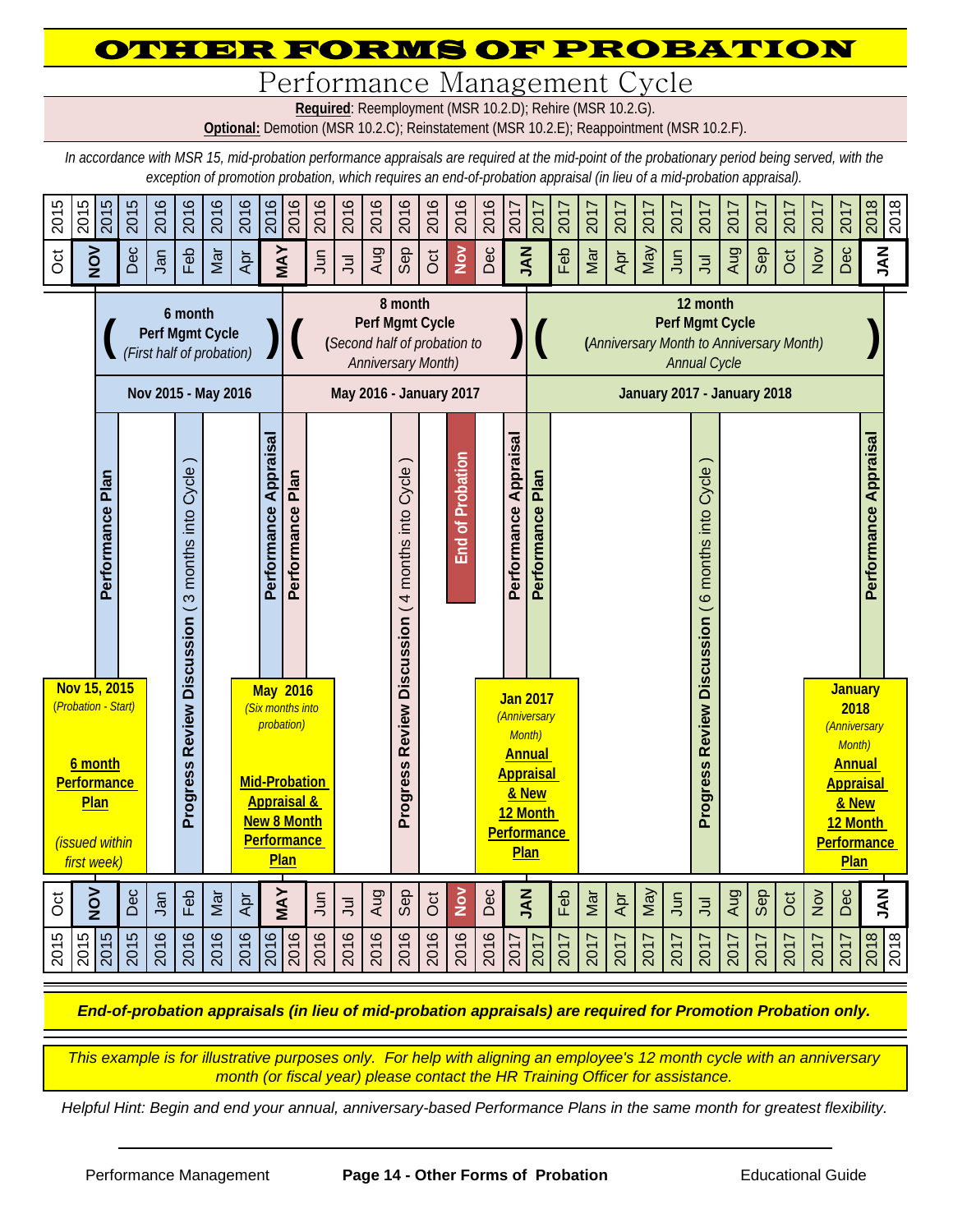# OTHER FORMS OF PROBATION

## Performance Management Cycle

**Required**: Reemployment (MSR 10.2.D); Rehire (MSR 10.2.G).

**Optional:** Demotion (MSR 10.2.C); Reinstatement (MSR 10.2.E); Reappointment (MSR 10.2.F).

*In accordance with MSR 15, mid-probation performance appraisals are required at the mid-point of the probationary period being served, with the exception of promotion probation, which requires an end-of-probation appraisal (in lieu of a mid-probation appraisal).*

2015 Oct | 2015 NOV | 2015 Dec | 2016 Jan | 2016 Feb | 2016 Mar | 2016 Apr | 2016 MAY | 2016 Jun | 2016 Jul | 2016 Aug | 2016 Sep | 2016 Oct | 2016 Nov | 2016 Dec | 2017 JAN | 2017 Feb | 2017 Mar | 2017 Apr | 2017 May | 2017 Jun | 2017 Jul | 2017 Aug | 2017 Sep | 2017 Oct | 2017 Nov | 2017 Dec | 2018 JAN

**6 month Perf Mgmt Cycle** (*First half of probation*) — **Nov 2015 - May 2016**

**8 month Perf Mgmt Cycle** (*Second half of probation to Anniversary Month*) — **May 2016 - January 2017**

**12 month Perf Mgmt Cycle** (*Anniversary Month to Anniversary Month*) *Annual Cycle* — **January 2017 - January 2018**

- Nov 2015: **Performance Plan**
- Feb 2016: **Progress Review Discussion** ( 3 months into Cycle )
- May 2016: **Performance Appraisal**; **Performance Plan**
- Sep 2016: **Progress Review Discussion** ( 4 months into Cycle )
- Nov 2016: **End of Probation**
- Jan 2017: **Performance Appraisal**; **Performance Plan**
- Jul 2017: **Progress Review Discussion** ( 6 months into Cycle )
- Jan 2018: **Performance Appraisal**

**Nov 15, 2015** (*Probation - Start*)
**6 month Performance Plan** (*issued within first week*)

**May 2016** (*Six months into probation*)
**Mid-Probation Appraisal & New 8 Month Performance Plan**

**Jan 2017** (*Anniversary Month*)
**Annual Appraisal & New 12 Month Performance Plan**

**January 2018** (*Anniversary Month*)
**Annual Appraisal & New 12 Month Performance Plan**

***End-of-probation appraisals (in lieu of mid-probation appraisals) are required for Promotion Probation only.***

*This example is for illustrative purposes only. For help with aligning an employee's 12 month cycle with an anniversary month (or fiscal year) please contact the HR Training Officer for assistance.*

*Helpful Hint: Begin and end your annual, anniversary-based Performance Plans in the same month for greatest flexibility.*